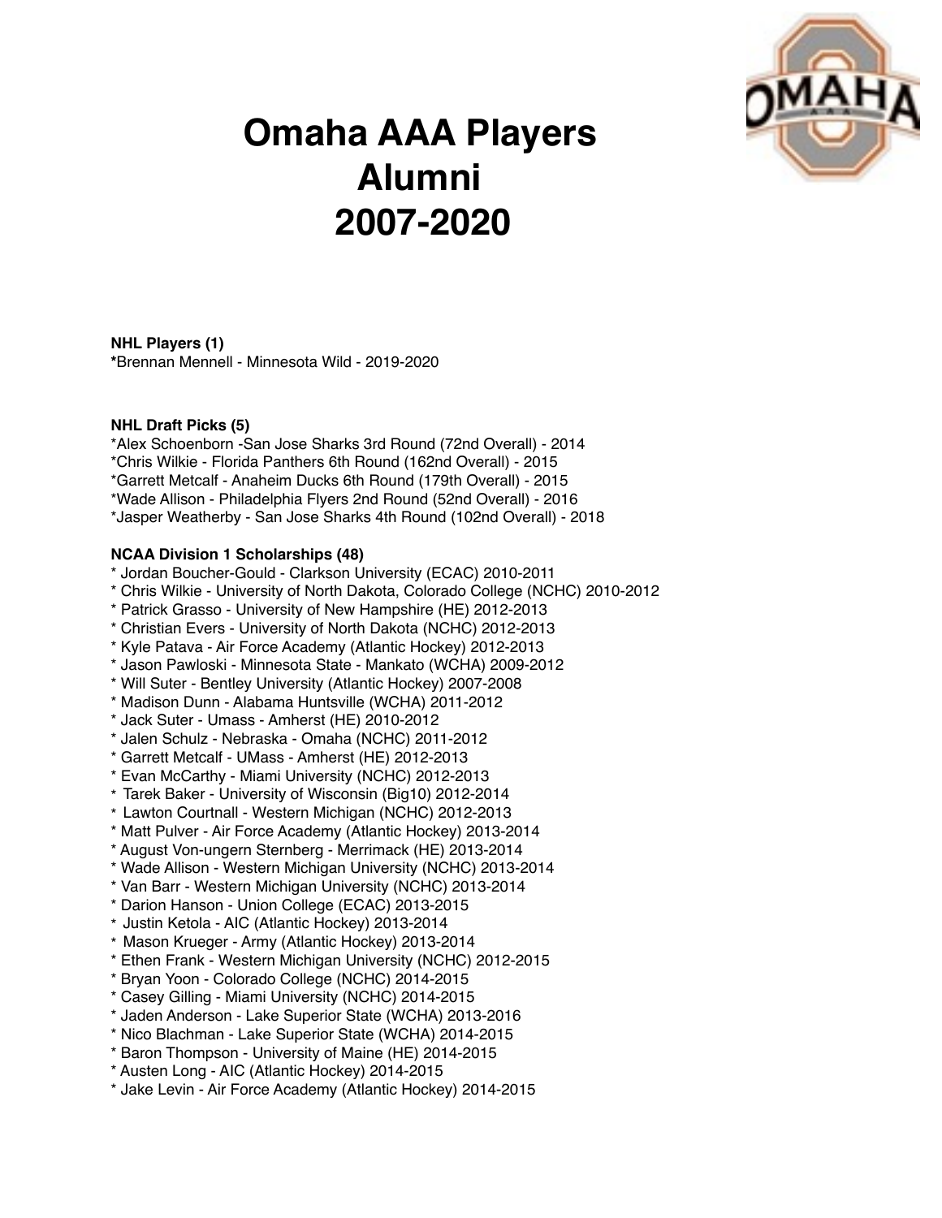# Omaha AAA Players
# Alumni
# 2007-2020

**NHL Players (1)**
**\***Brennan Mennell - Minnesota Wild - 2019-2020

**NHL Draft Picks (5)**
*Alex Schoenborn -San Jose Sharks 3rd Round (72nd Overall) - 2014
*Chris Wilkie - Florida Panthers 6th Round (162nd Overall) - 2015
*Garrett Metcalf - Anaheim Ducks 6th Round (179th Overall) - 2015
*Wade Allison - Philadelphia Flyers 2nd Round (52nd Overall) - 2016
*Jasper Weatherby - San Jose Sharks 4th Round (102nd Overall) - 2018

**NCAA Division 1 Scholarships (48)**
* Jordan Boucher-Gould - Clarkson University (ECAC) 2010-2011
* Chris Wilkie - University of North Dakota, Colorado College (NCHC) 2010-2012
* Patrick Grasso - University of New Hampshire (HE) 2012-2013
* Christian Evers - University of North Dakota (NCHC) 2012-2013
* Kyle Patava - Air Force Academy (Atlantic Hockey) 2012-2013
* Jason Pawloski - Minnesota State - Mankato (WCHA) 2009-2012
* Will Suter - Bentley University (Atlantic Hockey) 2007-2008
* Madison Dunn - Alabama Huntsville (WCHA) 2011-2012
* Jack Suter - Umass - Amherst (HE) 2010-2012
* Jalen Schulz - Nebraska - Omaha (NCHC) 2011-2012
* Garrett Metcalf - UMass - Amherst (HE) 2012-2013
* Evan McCarthy - Miami University (NCHC) 2012-2013
* Tarek Baker - University of Wisconsin (Big10) 2012-2014
* Lawton Courtnall - Western Michigan (NCHC) 2012-2013
* Matt Pulver - Air Force Academy (Atlantic Hockey) 2013-2014
* August Von-ungern Sternberg - Merrimack (HE) 2013-2014
* Wade Allison - Western Michigan University (NCHC) 2013-2014
* Van Barr - Western Michigan University (NCHC) 2013-2014
* Darion Hanson - Union College (ECAC) 2013-2015
* Justin Ketola - AIC (Atlantic Hockey) 2013-2014
* Mason Krueger - Army (Atlantic Hockey) 2013-2014
* Ethen Frank - Western Michigan University (NCHC) 2012-2015
* Bryan Yoon - Colorado College (NCHC) 2014-2015
* Casey Gilling - Miami University (NCHC) 2014-2015
* Jaden Anderson - Lake Superior State (WCHA) 2013-2016
* Nico Blachman - Lake Superior State (WCHA) 2014-2015
* Baron Thompson - University of Maine (HE) 2014-2015
* Austen Long - AIC (Atlantic Hockey) 2014-2015
* Jake Levin - Air Force Academy (Atlantic Hockey) 2014-2015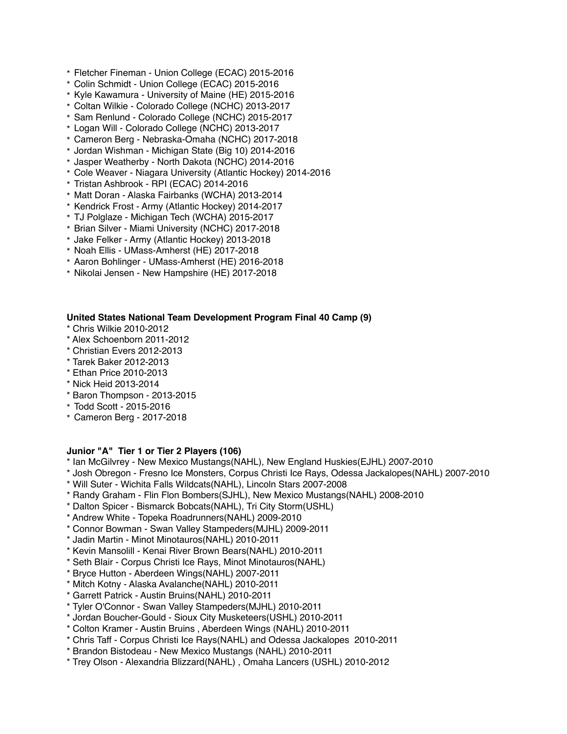* Fletcher Fineman - Union College (ECAC) 2015-2016
* Colin Schmidt - Union College (ECAC) 2015-2016
* Kyle Kawamura - University of Maine (HE) 2015-2016
* Coltan Wilkie - Colorado College (NCHC) 2013-2017
* Sam Renlund - Colorado College (NCHC) 2015-2017
* Logan Will - Colorado College (NCHC) 2013-2017
* Cameron Berg - Nebraska-Omaha (NCHC) 2017-2018
* Jordan Wishman - Michigan State (Big 10) 2014-2016
* Jasper Weatherby - North Dakota (NCHC) 2014-2016
* Cole Weaver - Niagara University (Atlantic Hockey) 2014-2016
* Tristan Ashbrook - RPI (ECAC) 2014-2016
* Matt Doran - Alaska Fairbanks (WCHA) 2013-2014
* Kendrick Frost - Army (Atlantic Hockey) 2014-2017
* TJ Polglaze - Michigan Tech (WCHA) 2015-2017
* Brian Silver - Miami University (NCHC) 2017-2018
* Jake Felker - Army (Atlantic Hockey) 2013-2018
* Noah Ellis - UMass-Amherst (HE) 2017-2018
* Aaron Bohlinger - UMass-Amherst (HE) 2016-2018
* Nikolai Jensen - New Hampshire (HE) 2017-2018

**United States National Team Development Program Final 40 Camp (9)**

* Chris Wilkie 2010-2012
* Alex Schoenborn 2011-2012
* Christian Evers 2012-2013
* Tarek Baker 2012-2013
* Ethan Price 2010-2013
* Nick Heid 2013-2014
* Baron Thompson - 2013-2015
* Todd Scott - 2015-2016
* Cameron Berg - 2017-2018

**Junior "A" Tier 1 or Tier 2 Players (106)**

* Ian McGilvrey - New Mexico Mustangs(NAHL), New England Huskies(EJHL) 2007-2010
* Josh Obregon - Fresno Ice Monsters, Corpus Christi Ice Rays, Odessa Jackalopes(NAHL) 2007-2010
* Will Suter - Wichita Falls Wildcats(NAHL), Lincoln Stars 2007-2008
* Randy Graham - Flin Flon Bombers(SJHL), New Mexico Mustangs(NAHL) 2008-2010
* Dalton Spicer - Bismarck Bobcats(NAHL), Tri City Storm(USHL)
* Andrew White - Topeka Roadrunners(NAHL) 2009-2010
* Connor Bowman - Swan Valley Stampeders(MJHL) 2009-2011
* Jadin Martin - Minot Minotauros(NAHL) 2010-2011
* Kevin Mansolill - Kenai River Brown Bears(NAHL) 2010-2011
* Seth Blair - Corpus Christi Ice Rays, Minot Minotauros(NAHL)
* Bryce Hutton - Aberdeen Wings(NAHL) 2007-2011
* Mitch Kotny - Alaska Avalanche(NAHL) 2010-2011
* Garrett Patrick - Austin Bruins(NAHL) 2010-2011
* Tyler O'Connor - Swan Valley Stampeders(MJHL) 2010-2011
* Jordan Boucher-Gould - Sioux City Musketeers(USHL) 2010-2011
* Colton Kramer - Austin Bruins , Aberdeen Wings (NAHL) 2010-2011
* Chris Taff - Corpus Christi Ice Rays(NAHL) and Odessa Jackalopes 2010-2011
* Brandon Bistodeau - New Mexico Mustangs (NAHL) 2010-2011
* Trey Olson - Alexandria Blizzard(NAHL) , Omaha Lancers (USHL) 2010-2012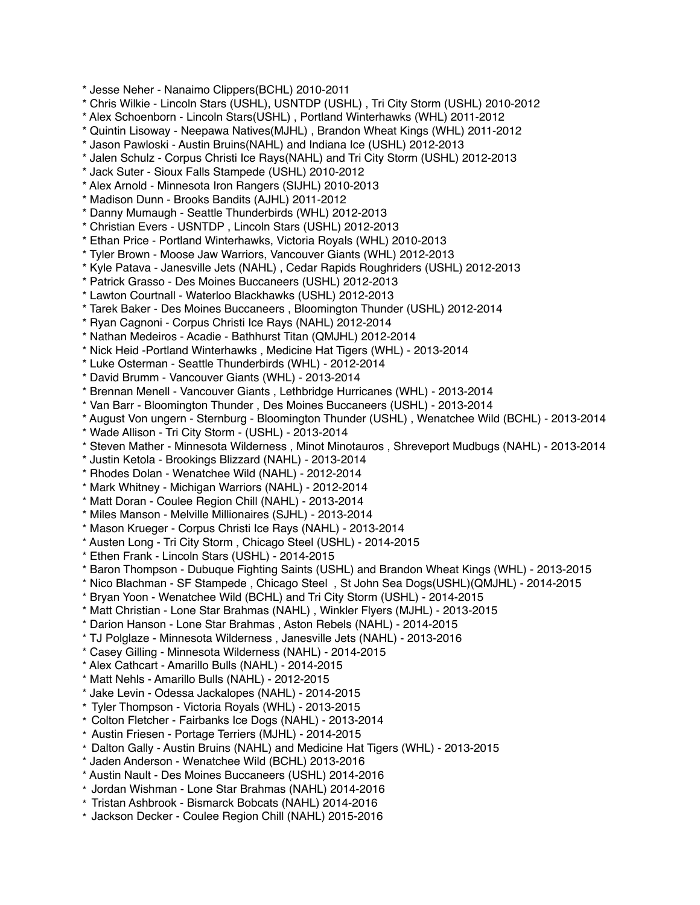* Jesse Neher - Nanaimo Clippers(BCHL) 2010-2011
* Chris Wilkie - Lincoln Stars (USHL), USNTDP (USHL) , Tri City Storm (USHL) 2010-2012
* Alex Schoenborn - Lincoln Stars(USHL) , Portland Winterhawks (WHL) 2011-2012
* Quintin Lisoway - Neepawa Natives(MJHL) , Brandon Wheat Kings (WHL) 2011-2012
* Jason Pawloski - Austin Bruins(NAHL) and Indiana Ice (USHL) 2012-2013
* Jalen Schulz - Corpus Christi Ice Rays(NAHL) and Tri City Storm (USHL) 2012-2013
* Jack Suter - Sioux Falls Stampede (USHL) 2010-2012
* Alex Arnold - Minnesota Iron Rangers (SIJHL) 2010-2013
* Madison Dunn - Brooks Bandits (AJHL) 2011-2012
* Danny Mumaugh - Seattle Thunderbirds (WHL) 2012-2013
* Christian Evers - USNTDP , Lincoln Stars (USHL) 2012-2013
* Ethan Price - Portland Winterhawks, Victoria Royals (WHL) 2010-2013
* Tyler Brown - Moose Jaw Warriors, Vancouver Giants (WHL) 2012-2013
* Kyle Patava - Janesville Jets (NAHL) , Cedar Rapids Roughriders (USHL) 2012-2013
* Patrick Grasso - Des Moines Buccaneers (USHL) 2012-2013
* Lawton Courtnall - Waterloo Blackhawks (USHL) 2012-2013
* Tarek Baker - Des Moines Buccaneers , Bloomington Thunder (USHL) 2012-2014
* Ryan Cagnoni - Corpus Christi Ice Rays (NAHL) 2012-2014
* Nathan Medeiros - Acadie - Bathhurst Titan (QMJHL) 2012-2014
* Nick Heid -Portland Winterhawks , Medicine Hat Tigers (WHL) - 2013-2014
* Luke Osterman - Seattle Thunderbirds (WHL) - 2012-2014
* David Brumm - Vancouver Giants (WHL) - 2013-2014
* Brennan Menell - Vancouver Giants , Lethbridge Hurricanes (WHL) - 2013-2014
* Van Barr - Bloomington Thunder , Des Moines Buccaneers (USHL) - 2013-2014
* August Von ungern - Sternburg - Bloomington Thunder (USHL) , Wenatchee Wild (BCHL) - 2013-2014
* Wade Allison - Tri City Storm - (USHL) - 2013-2014
* Steven Mather - Minnesota Wilderness , Minot Minotauros , Shreveport Mudbugs (NAHL) - 2013-2014
* Justin Ketola - Brookings Blizzard (NAHL) - 2013-2014
* Rhodes Dolan - Wenatchee Wild (NAHL) - 2012-2014
* Mark Whitney - Michigan Warriors (NAHL) - 2012-2014
* Matt Doran - Coulee Region Chill (NAHL) - 2013-2014
* Miles Manson - Melville Millionaires (SJHL) - 2013-2014
* Mason Krueger - Corpus Christi Ice Rays (NAHL) - 2013-2014
* Austen Long - Tri City Storm , Chicago Steel (USHL) - 2014-2015
* Ethen Frank - Lincoln Stars (USHL) - 2014-2015
* Baron Thompson - Dubuque Fighting Saints (USHL) and Brandon Wheat Kings (WHL) - 2013-2015
* Nico Blachman - SF Stampede , Chicago Steel , St John Sea Dogs(USHL)(QMJHL) - 2014-2015
* Bryan Yoon - Wenatchee Wild (BCHL) and Tri City Storm (USHL) - 2014-2015
* Matt Christian - Lone Star Brahmas (NAHL) , Winkler Flyers (MJHL) - 2013-2015
* Darion Hanson - Lone Star Brahmas , Aston Rebels (NAHL) - 2014-2015
* TJ Polglaze - Minnesota Wilderness , Janesville Jets (NAHL) - 2013-2016
* Casey Gilling - Minnesota Wilderness (NAHL) - 2014-2015
* Alex Cathcart - Amarillo Bulls (NAHL) - 2014-2015
* Matt Nehls - Amarillo Bulls (NAHL) - 2012-2015
* Jake Levin - Odessa Jackalopes (NAHL) - 2014-2015
* Tyler Thompson - Victoria Royals (WHL) - 2013-2015
* Colton Fletcher - Fairbanks Ice Dogs (NAHL) - 2013-2014
* Austin Friesen - Portage Terriers (MJHL) - 2014-2015
* Dalton Gally - Austin Bruins (NAHL) and Medicine Hat Tigers (WHL) - 2013-2015
* Jaden Anderson - Wenatchee Wild (BCHL) 2013-2016
* Austin Nault - Des Moines Buccaneers (USHL) 2014-2016
* Jordan Wishman - Lone Star Brahmas (NAHL) 2014-2016
* Tristan Ashbrook - Bismarck Bobcats (NAHL) 2014-2016
* Jackson Decker - Coulee Region Chill (NAHL) 2015-2016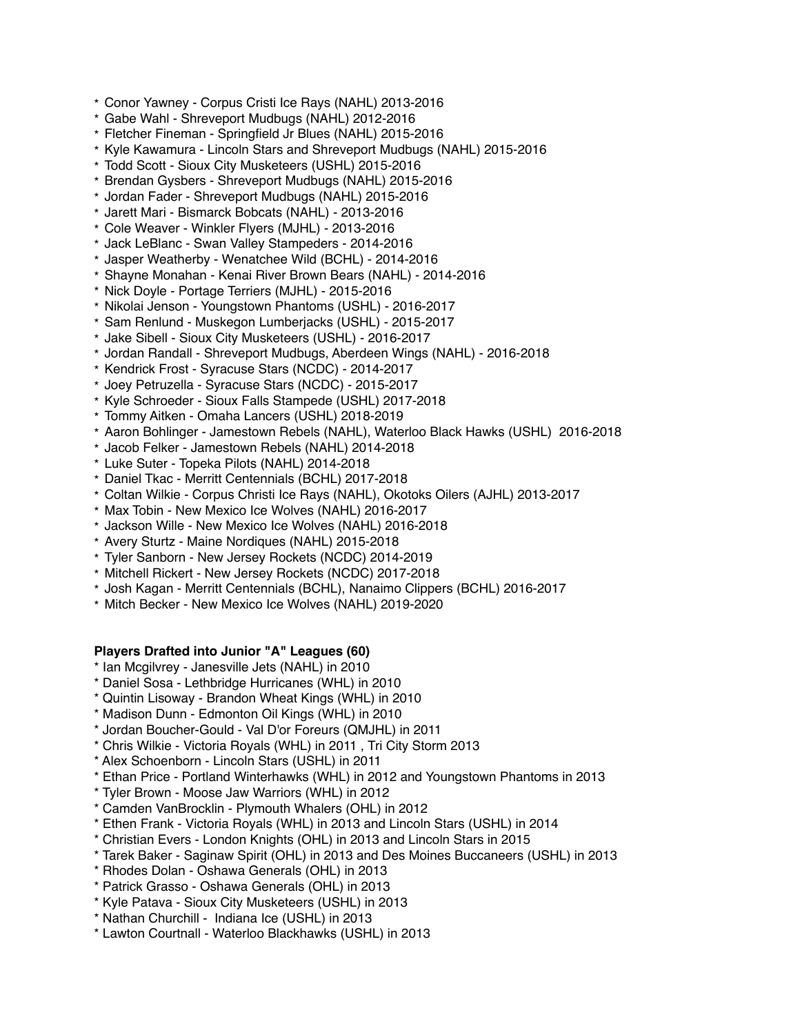* Conor Yawney - Corpus Cristi Ice Rays (NAHL) 2013-2016
* Gabe Wahl - Shreveport Mudbugs (NAHL) 2012-2016
* Fletcher Fineman - Springfield Jr Blues (NAHL) 2015-2016
* Kyle Kawamura - Lincoln Stars and Shreveport Mudbugs (NAHL) 2015-2016
* Todd Scott - Sioux City Musketeers (USHL) 2015-2016
* Brendan Gysbers - Shreveport Mudbugs (NAHL) 2015-2016
* Jordan Fader - Shreveport Mudbugs (NAHL) 2015-2016
* Jarett Mari - Bismarck Bobcats (NAHL) - 2013-2016
* Cole Weaver - Winkler Flyers (MJHL) - 2013-2016
* Jack LeBlanc - Swan Valley Stampeders - 2014-2016
* Jasper Weatherby - Wenatchee Wild (BCHL) - 2014-2016
* Shayne Monahan - Kenai River Brown Bears (NAHL) - 2014-2016
* Nick Doyle - Portage Terriers (MJHL) - 2015-2016
* Nikolai Jenson - Youngstown Phantoms (USHL) - 2016-2017
* Sam Renlund - Muskegon Lumberjacks (USHL) - 2015-2017
* Jake Sibell - Sioux City Musketeers (USHL) - 2016-2017
* Jordan Randall - Shreveport Mudbugs, Aberdeen Wings (NAHL) - 2016-2018
* Kendrick Frost - Syracuse Stars (NCDC) - 2014-2017
* Joey Petruzella - Syracuse Stars (NCDC) - 2015-2017
* Kyle Schroeder - Sioux Falls Stampede (USHL) 2017-2018
* Tommy Aitken - Omaha Lancers (USHL) 2018-2019
* Aaron Bohlinger - Jamestown Rebels (NAHL), Waterloo Black Hawks (USHL) 2016-2018
* Jacob Felker - Jamestown Rebels (NAHL) 2014-2018
* Luke Suter - Topeka Pilots (NAHL) 2014-2018
* Daniel Tkac - Merritt Centennials (BCHL) 2017-2018
* Coltan Wilkie - Corpus Christi Ice Rays (NAHL), Okotoks Oilers (AJHL) 2013-2017
* Max Tobin - New Mexico Ice Wolves (NAHL) 2016-2017
* Jackson Wille - New Mexico Ice Wolves (NAHL) 2016-2018
* Avery Sturtz - Maine Nordiques (NAHL) 2015-2018
* Tyler Sanborn - New Jersey Rockets (NCDC) 2014-2019
* Mitchell Rickert - New Jersey Rockets (NCDC) 2017-2018
* Josh Kagan - Merritt Centennials (BCHL), Nanaimo Clippers (BCHL) 2016-2017
* Mitch Becker - New Mexico Ice Wolves (NAHL) 2019-2020

**Players Drafted into Junior "A" Leagues (60)**

* Ian Mcgilvrey - Janesville Jets (NAHL) in 2010
* Daniel Sosa - Lethbridge Hurricanes (WHL) in 2010
* Quintin Lisoway - Brandon Wheat Kings (WHL) in 2010
* Madison Dunn - Edmonton Oil Kings (WHL) in 2010
* Jordan Boucher-Gould - Val D'or Foreurs (QMJHL) in 2011
* Chris Wilkie - Victoria Royals (WHL) in 2011 , Tri City Storm 2013
* Alex Schoenborn - Lincoln Stars (USHL) in 2011
* Ethan Price - Portland Winterhawks (WHL) in 2012 and Youngstown Phantoms in 2013
* Tyler Brown - Moose Jaw Warriors (WHL) in 2012
* Camden VanBrocklin - Plymouth Whalers (OHL) in 2012
* Ethen Frank - Victoria Royals (WHL) in 2013 and Lincoln Stars (USHL) in 2014
* Christian Evers - London Knights (OHL) in 2013 and Lincoln Stars in 2015
* Tarek Baker - Saginaw Spirit (OHL) in 2013 and Des Moines Buccaneers (USHL) in 2013
* Rhodes Dolan - Oshawa Generals (OHL) in 2013
* Patrick Grasso - Oshawa Generals (OHL) in 2013
* Kyle Patava - Sioux City Musketeers (USHL) in 2013
* Nathan Churchill - Indiana Ice (USHL) in 2013
* Lawton Courtnall - Waterloo Blackhawks (USHL) in 2013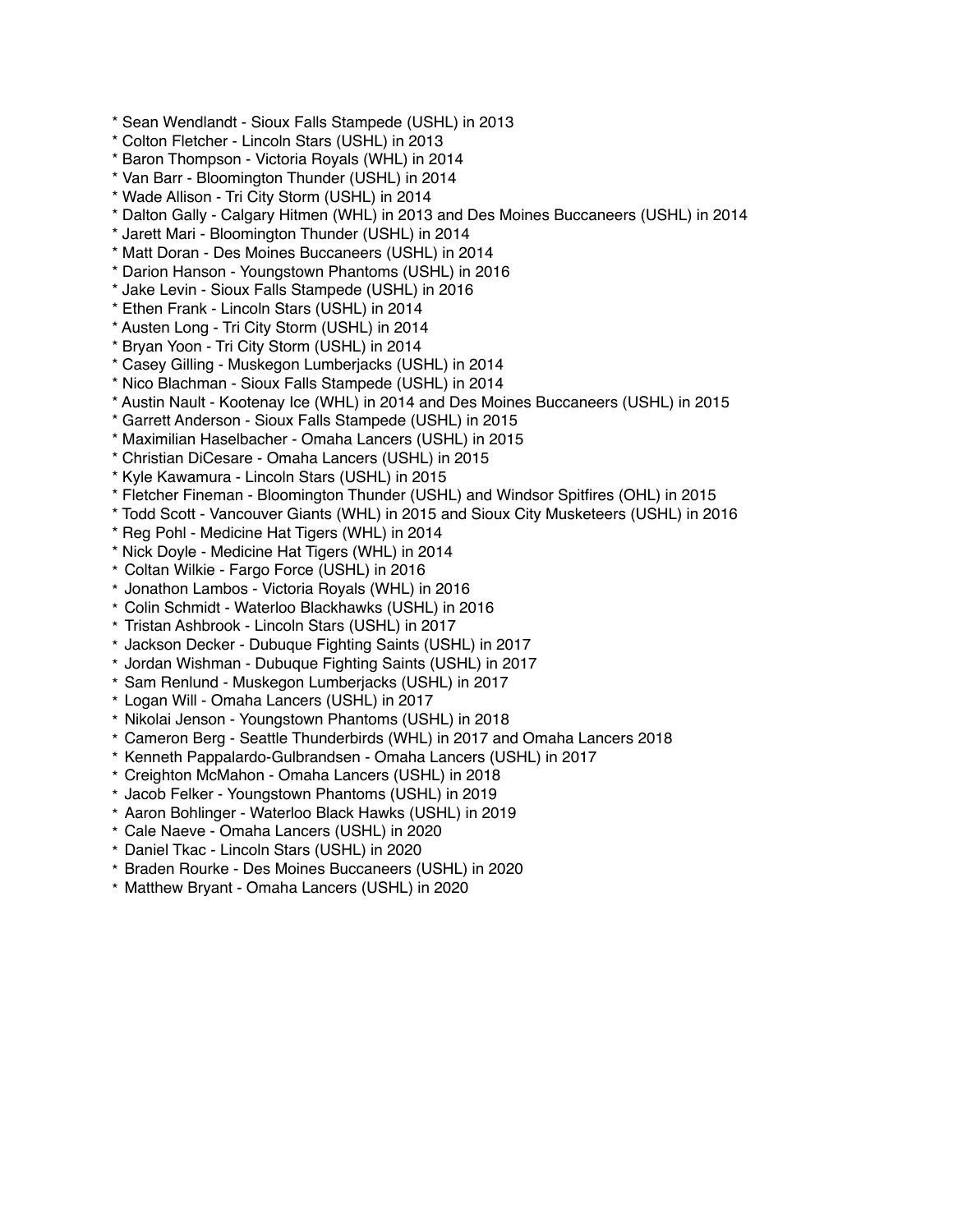* Sean Wendlandt - Sioux Falls Stampede (USHL) in 2013
* Colton Fletcher - Lincoln Stars (USHL) in 2013
* Baron Thompson - Victoria Royals (WHL) in 2014
* Van Barr - Bloomington Thunder (USHL) in 2014
* Wade Allison - Tri City Storm (USHL) in 2014
* Dalton Gally - Calgary Hitmen (WHL) in 2013 and Des Moines Buccaneers (USHL) in 2014
* Jarett Mari - Bloomington Thunder (USHL) in 2014
* Matt Doran - Des Moines Buccaneers (USHL) in 2014
* Darion Hanson - Youngstown Phantoms (USHL) in 2016
* Jake Levin - Sioux Falls Stampede (USHL) in 2016
* Ethen Frank - Lincoln Stars (USHL) in 2014
* Austen Long - Tri City Storm (USHL) in 2014
* Bryan Yoon - Tri City Storm (USHL) in 2014
* Casey Gilling - Muskegon Lumberjacks (USHL) in 2014
* Nico Blachman - Sioux Falls Stampede (USHL) in 2014
* Austin Nault - Kootenay Ice (WHL) in 2014 and Des Moines Buccaneers (USHL) in 2015
* Garrett Anderson - Sioux Falls Stampede (USHL) in 2015
* Maximilian Haselbacher - Omaha Lancers (USHL) in 2015
* Christian DiCesare - Omaha Lancers (USHL) in 2015
* Kyle Kawamura - Lincoln Stars (USHL) in 2015
* Fletcher Fineman - Bloomington Thunder (USHL) and Windsor Spitfires (OHL) in 2015
* Todd Scott - Vancouver Giants (WHL) in 2015 and Sioux City Musketeers (USHL) in 2016
* Reg Pohl - Medicine Hat Tigers (WHL) in 2014
* Nick Doyle - Medicine Hat Tigers (WHL) in 2014
* Coltan Wilkie - Fargo Force (USHL) in 2016
* Jonathon Lambos - Victoria Royals (WHL) in 2016
* Colin Schmidt - Waterloo Blackhawks (USHL) in 2016
* Tristan Ashbrook - Lincoln Stars (USHL) in 2017
* Jackson Decker - Dubuque Fighting Saints (USHL) in 2017
* Jordan Wishman - Dubuque Fighting Saints (USHL) in 2017
* Sam Renlund - Muskegon Lumberjacks (USHL) in 2017
* Logan Will - Omaha Lancers (USHL) in 2017
* Nikolai Jenson - Youngstown Phantoms (USHL) in 2018
* Cameron Berg - Seattle Thunderbirds (WHL) in 2017 and Omaha Lancers 2018
* Kenneth Pappalardo-Gulbrandsen - Omaha Lancers (USHL) in 2017
* Creighton McMahon - Omaha Lancers (USHL) in 2018
* Jacob Felker - Youngstown Phantoms (USHL) in 2019
* Aaron Bohlinger - Waterloo Black Hawks (USHL) in 2019
* Cale Naeve - Omaha Lancers (USHL) in 2020
* Daniel Tkac - Lincoln Stars (USHL) in 2020
* Braden Rourke - Des Moines Buccaneers (USHL) in 2020
* Matthew Bryant - Omaha Lancers (USHL) in 2020